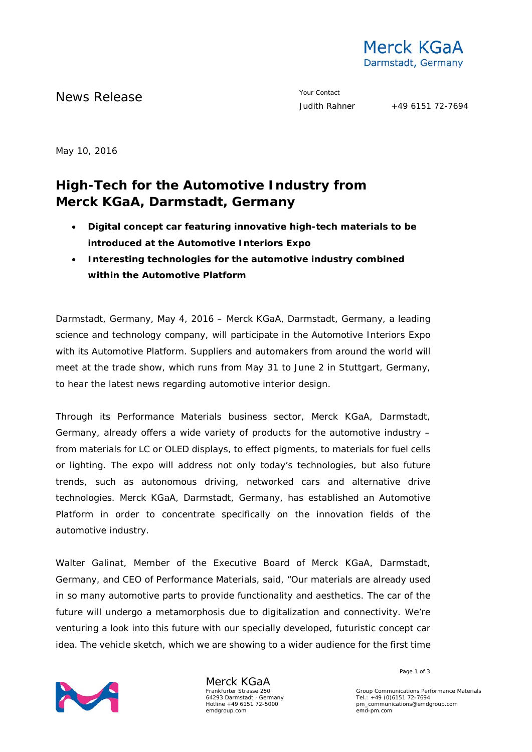News Release

Your Contact
Judith Rahner +49 6151 72-7694

May 10, 2016

# High-Tech for the Automotive Industry from Merck KGaA, Darmstadt, Germany

- **Digital concept car featuring innovative high-tech materials to be introduced at the Automotive Interiors Expo**
- **Interesting technologies for the automotive industry combined within the Automotive Platform**

Darmstadt, Germany, May 4, 2016 – Merck KGaA, Darmstadt, Germany, a leading science and technology company, will participate in the Automotive Interiors Expo with its Automotive Platform. Suppliers and automakers from around the world will meet at the trade show, which runs from May 31 to June 2 in Stuttgart, Germany, to hear the latest news regarding automotive interior design.

Through its Performance Materials business sector, Merck KGaA, Darmstadt, Germany, already offers a wide variety of products for the automotive industry – from materials for LC or OLED displays, to effect pigments, to materials for fuel cells or lighting. The expo will address not only today's technologies, but also future trends, such as autonomous driving, networked cars and alternative drive technologies. Merck KGaA, Darmstadt, Germany, has established an Automotive Platform in order to concentrate specifically on the innovation fields of the automotive industry.

Walter Galinat, Member of the Executive Board of Merck KGaA, Darmstadt, Germany, and CEO of Performance Materials, said, "Our materials are already used in so many automotive parts to provide functionality and aesthetics. The car of the future will undergo a metamorphosis due to digitalization and connectivity. We're venturing a look into this future with our specially developed, futuristic concept car idea. The vehicle sketch, which we are showing to a wider audience for the first time

Merck KGaA
Frankfurter Strasse 250
64293 Darmstadt · Germany
Hotline +49 6151 72-5000
emdgroup.com

Group Communications Performance Materials
Tel.: +49 (0)6151 72-7694
pm_communications@emdgroup.com
emd-pm.com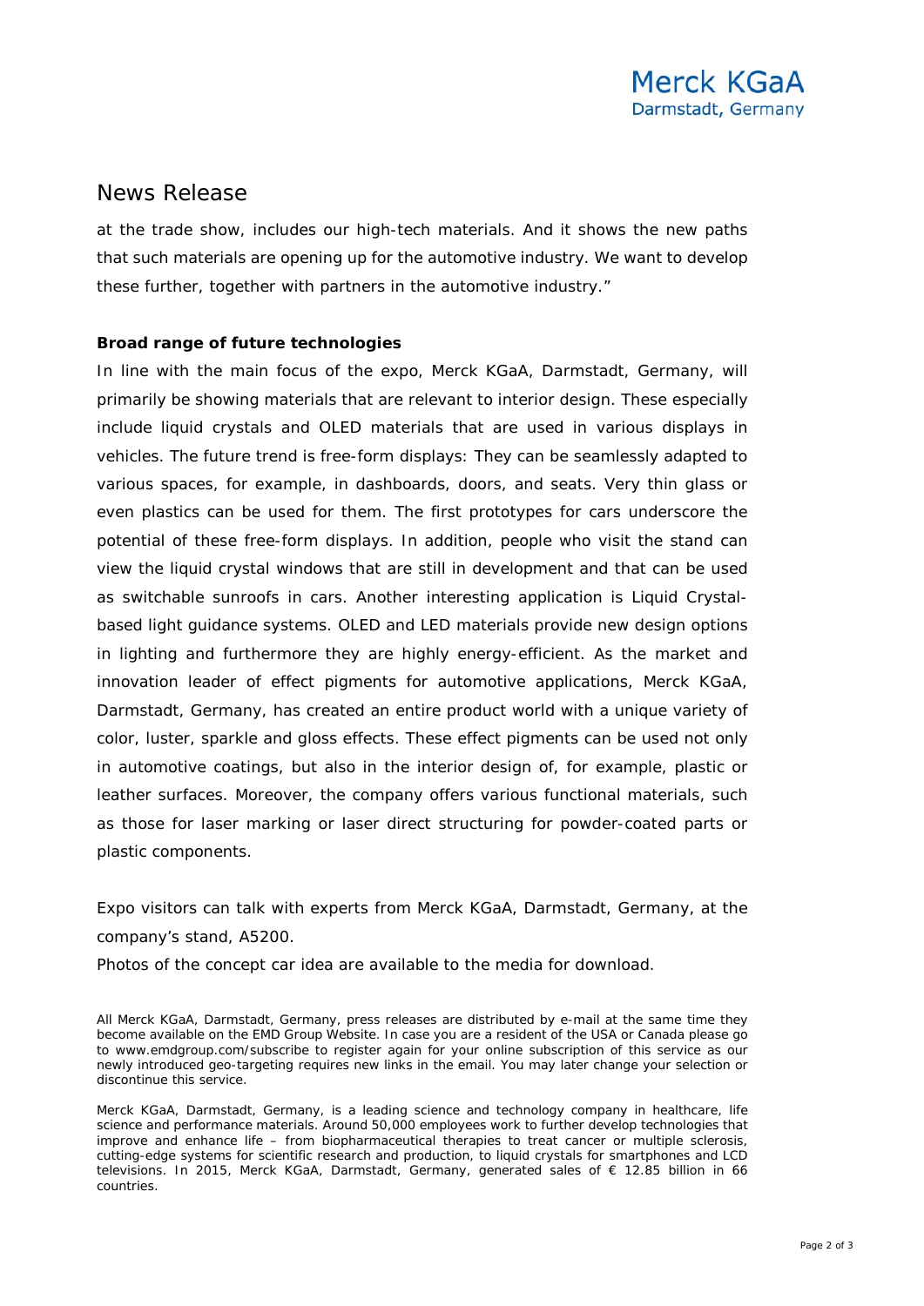at the trade show, includes our high-tech materials. And it shows the new paths that such materials are opening up for the automotive industry. We want to develop these further, together with partners in the automotive industry."

**Broad range of future technologies**

In line with the main focus of the expo, Merck KGaA, Darmstadt, Germany, will primarily be showing materials that are relevant to interior design. These especially include liquid crystals and OLED materials that are used in various displays in vehicles. The future trend is free-form displays: They can be seamlessly adapted to various spaces, for example, in dashboards, doors, and seats. Very thin glass or even plastics can be used for them. The first prototypes for cars underscore the potential of these free-form displays. In addition, people who visit the stand can view the liquid crystal windows that are still in development and that can be used as switchable sunroofs in cars. Another interesting application is Liquid Crystal-based light guidance systems. OLED and LED materials provide new design options in lighting and furthermore they are highly energy-efficient. As the market and innovation leader of effect pigments for automotive applications, Merck KGaA, Darmstadt, Germany, has created an entire product world with a unique variety of color, luster, sparkle and gloss effects. These effect pigments can be used not only in automotive coatings, but also in the interior design of, for example, plastic or leather surfaces. Moreover, the company offers various functional materials, such as those for laser marking or laser direct structuring for powder-coated parts or plastic components.

Expo visitors can talk with experts from Merck KGaA, Darmstadt, Germany, at the company's stand, A5200.

Photos of the concept car idea are available to the media for download.

All Merck KGaA, Darmstadt, Germany, press releases are distributed by e-mail at the same time they become available on the EMD Group Website. In case you are a resident of the USA or Canada please go to www.emdgroup.com/subscribe to register again for your online subscription of this service as our newly introduced geo-targeting requires new links in the email. You may later change your selection or discontinue this service.

Merck KGaA, Darmstadt, Germany, is a leading science and technology company in healthcare, life science and performance materials. Around 50,000 employees work to further develop technologies that improve and enhance life – from biopharmaceutical therapies to treat cancer or multiple sclerosis, cutting-edge systems for scientific research and production, to liquid crystals for smartphones and LCD televisions. In 2015, Merck KGaA, Darmstadt, Germany, generated sales of € 12.85 billion in 66 countries.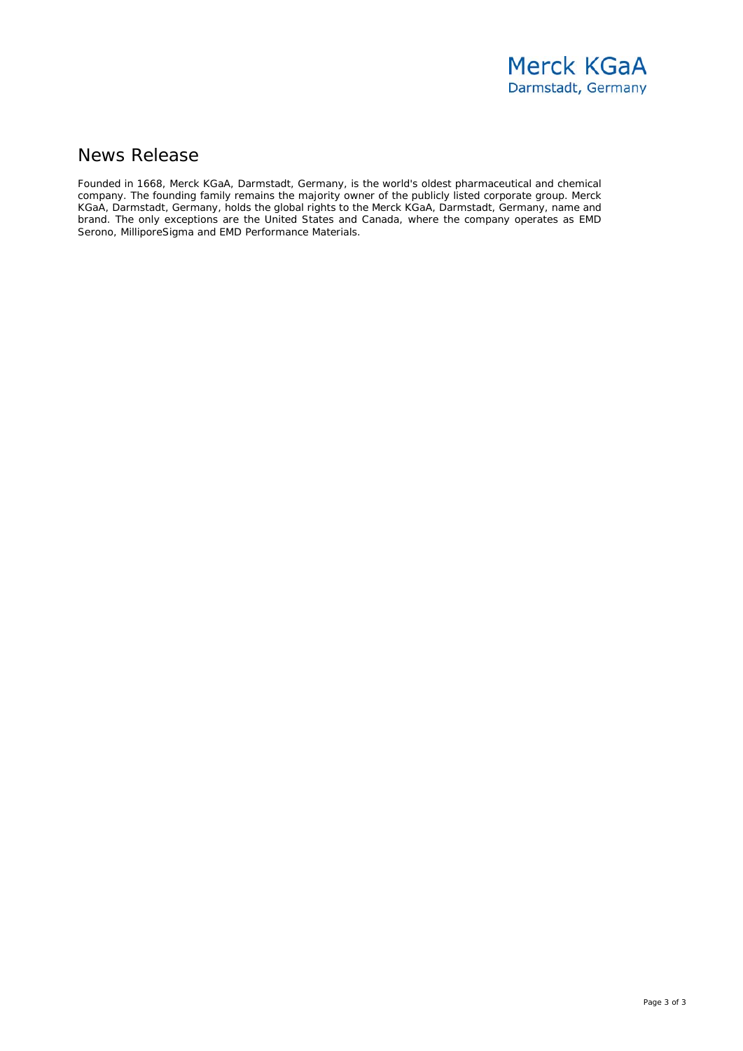# News Release

Founded in 1668, Merck KGaA, Darmstadt, Germany, is the world's oldest pharmaceutical and chemical company. The founding family remains the majority owner of the publicly listed corporate group. Merck KGaA, Darmstadt, Germany, holds the global rights to the Merck KGaA, Darmstadt, Germany, name and brand. The only exceptions are the United States and Canada, where the company operates as EMD Serono, MilliporeSigma and EMD Performance Materials.